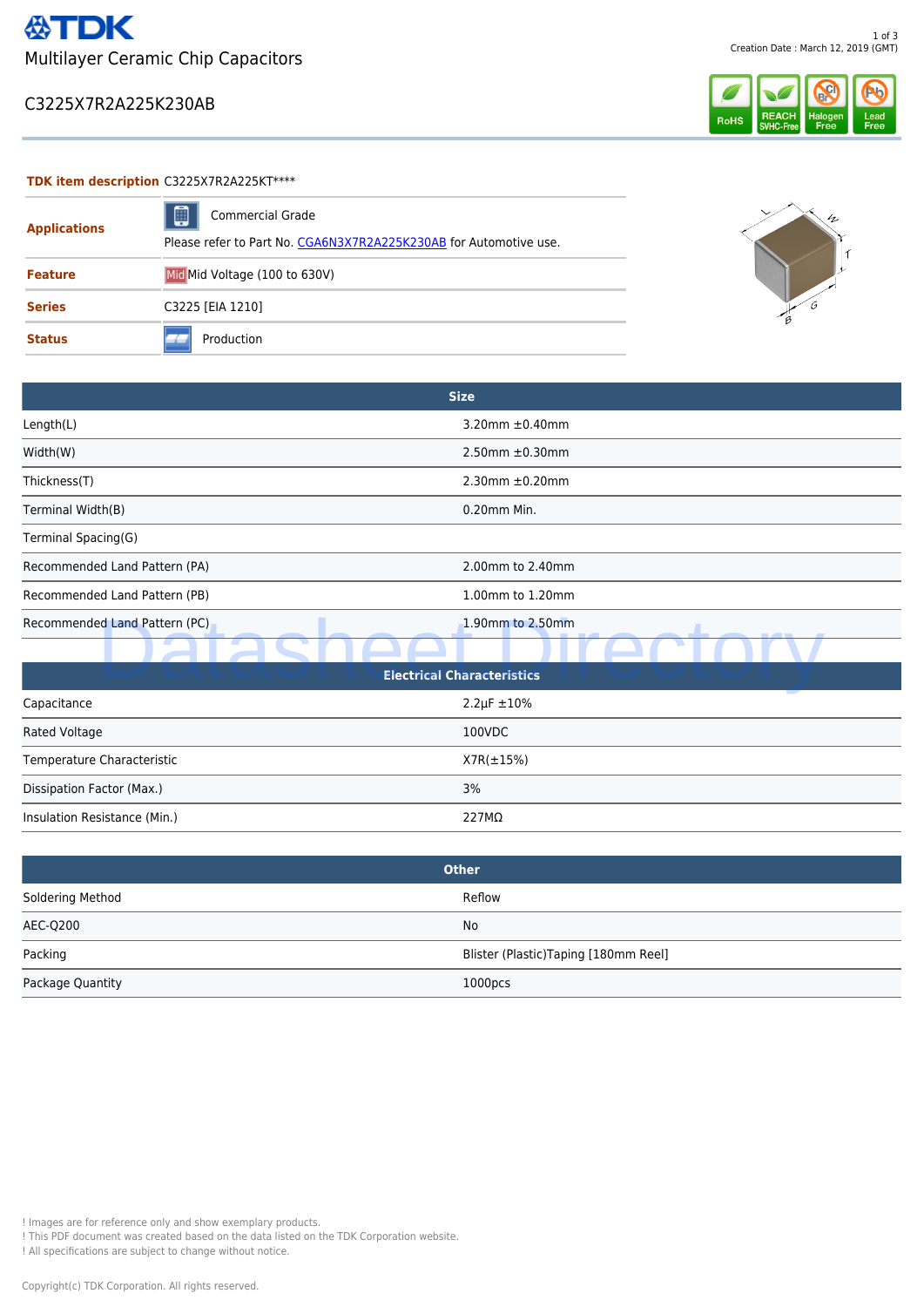# TDK

Multilayer Ceramic Chip Capacitors

## C3225X7R2A225K230AB

RoHS | REACH SVHC-Free | Halogen Free | Lead Free

| **TDK item description** | C3225X7R2A225KT**** |
|---|---|
| **Applications** | Commercial Grade<br>Please refer to Part No. CGA6N3X7R2A225K230AB for Automotive use. |
| **Feature** | Mid Mid Voltage (100 to 630V) |
| **Series** | C3225 [EIA 1210] |
| **Status** | Production |

| Size | |
|---|---|
| Length(L) | 3.20mm ±0.40mm |
| Width(W) | 2.50mm ±0.30mm |
| Thickness(T) | 2.30mm ±0.20mm |
| Terminal Width(B) | 0.20mm Min. |
| Terminal Spacing(G) | |
| Recommended Land Pattern (PA) | 2.00mm to 2.40mm |
| Recommended Land Pattern (PB) | 1.00mm to 1.20mm |
| Recommended Land Pattern (PC) | 1.90mm to 2.50mm |

| Electrical Characteristics | |
|---|---|
| Capacitance | 2.2μF ±10% |
| Rated Voltage | 100VDC |
| Temperature Characteristic | X7R(±15%) |
| Dissipation Factor (Max.) | 3% |
| Insulation Resistance (Min.) | 227MΩ |

| Other | |
|---|---|
| Soldering Method | Reflow |
| AEC-Q200 | No |
| Packing | Blister (Plastic)Taping [180mm Reel] |
| Package Quantity | 1000pcs |

! Images are for reference only and show exemplary products.
! This PDF document was created based on the data listed on the TDK Corporation website.
! All specifications are subject to change without notice.

Copyright(c) TDK Corporation. All rights reserved.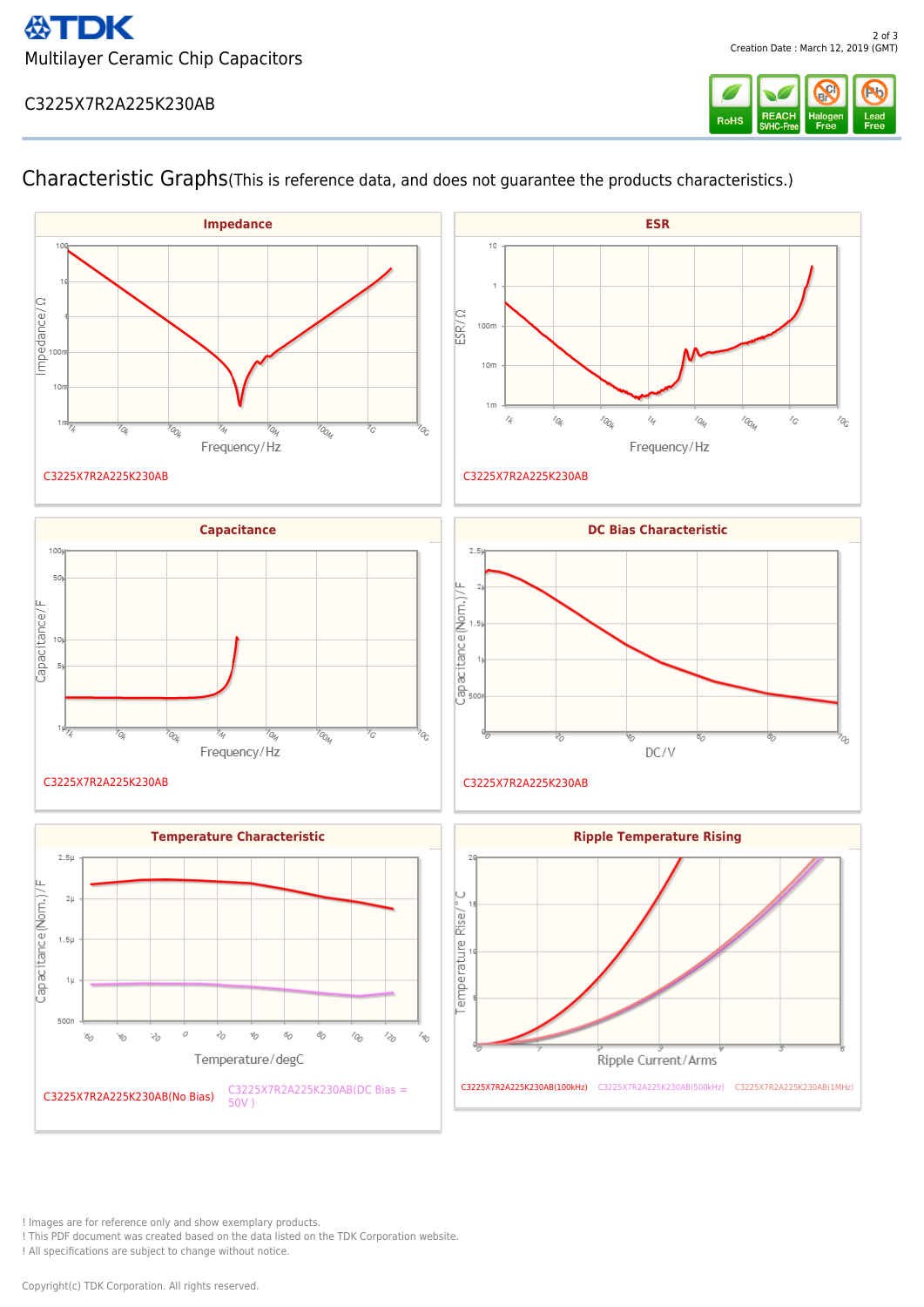TDK

Multilayer Ceramic Chip Capacitors

C3225X7R2A225K230AB

Creation Date : March 12, 2019 (GMT)

RoHS | REACH SVHC-Free | Halogen Free | Lead Free

# Characteristic Graphs(This is reference data, and does not guarantee the products characteristics.)

## Impedance

Impedance/Ω

Frequency/Hz

C3225X7R2A225K230AB

## ESR

ESR/Ω

Frequency/Hz

C3225X7R2A225K230AB

## Capacitance

Capacitance/F

Frequency/Hz

C3225X7R2A225K230AB

## DC Bias Characteristic

Capacitance(Nom.)/F

DC/V

C3225X7R2A225K230AB

## Temperature Characteristic

Capacitance(Nom.)/F

Temperature/degC

C3225X7R2A225K230AB(No Bias) C3225X7R2A225K230AB(DC Bias = 50V )

## Ripple Temperature Rising

Temperature Rise/°C

Ripple Current/Arms

C3225X7R2A225K230AB(100kHz) C3225X7R2A225K230AB(500kHz) C3225X7R2A225K230AB(1MHz)

! Images are for reference only and show exemplary products.
! This PDF document was created based on the data listed on the TDK Corporation website.
! All specifications are subject to change without notice.

Copyright(c) TDK Corporation. All rights reserved.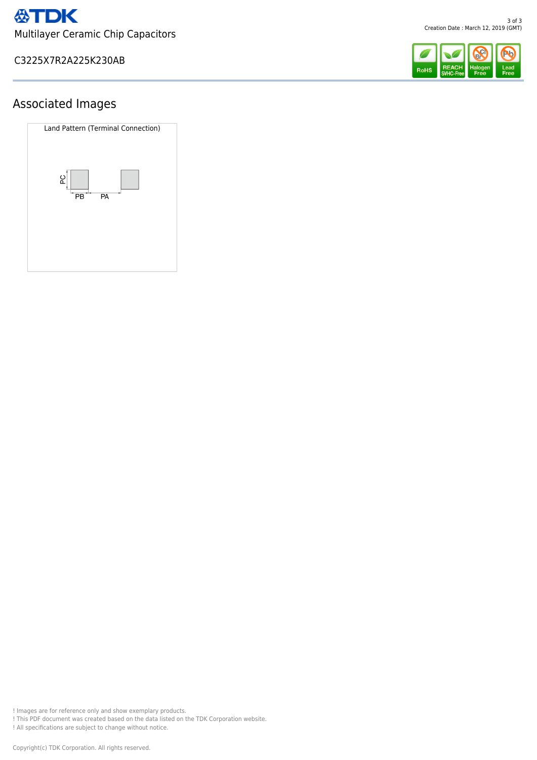# Multilayer Ceramic Chip Capacitors

C3225X7R2A225K230AB

RoHS | REACH SVHC-Free | Halogen Free | Lead Free

## Associated Images

Land Pattern (Terminal Connection)

PC

PB PA

! Images are for reference only and show exemplary products.
! This PDF document was created based on the data listed on the TDK Corporation website.
! All specifications are subject to change without notice.

Copyright(c) TDK Corporation. All rights reserved.